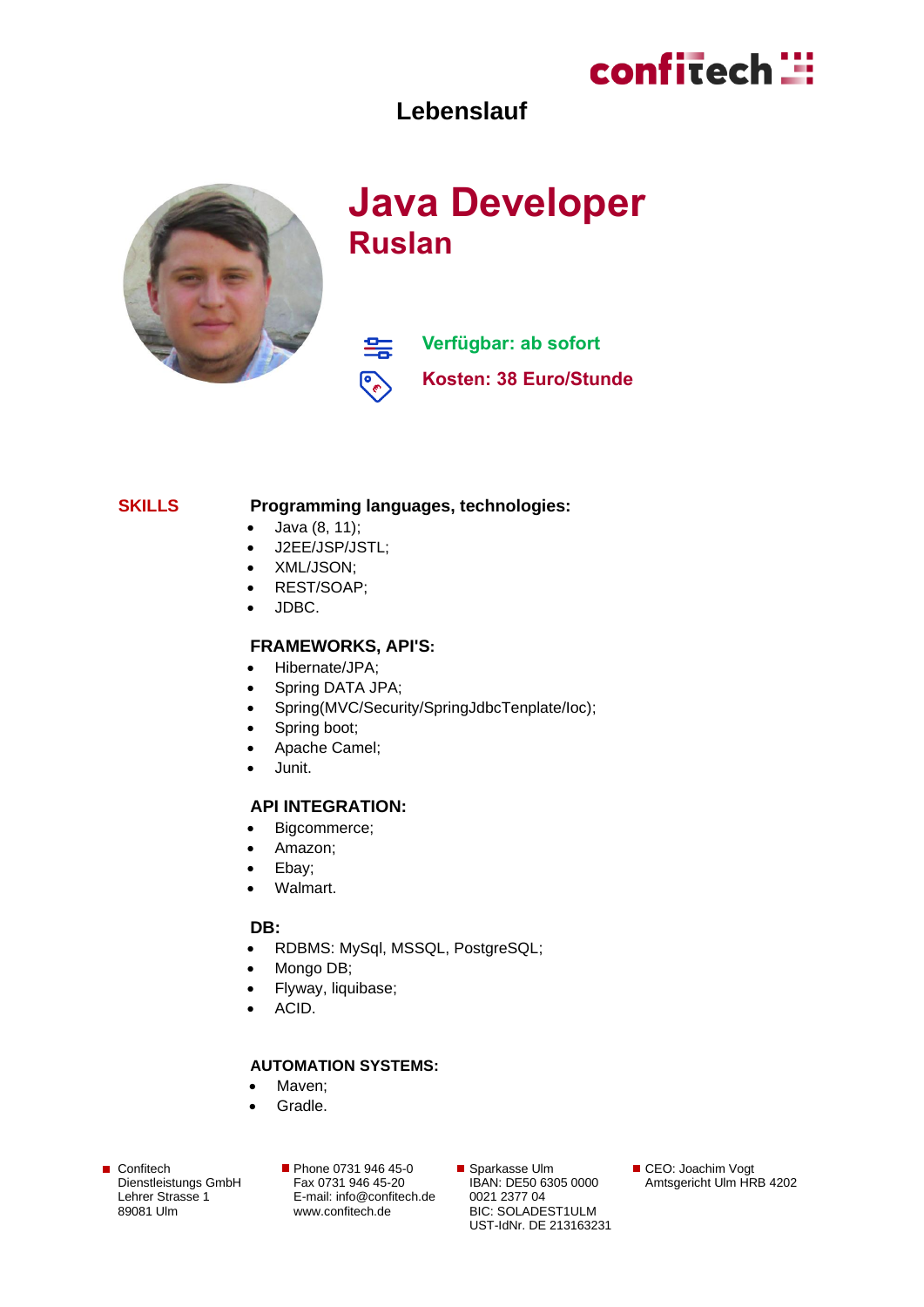# Lebenslauf

## Java Developer
### Ruslan

**Verfügbar: ab sofort**

**Kosten: 38 Euro/Stunde**

**SKILLS**

**Programming languages, technologies:**

- Java (8, 11);
- J2EE/JSP/JSTL;
- XML/JSON;
- REST/SOAP;
- JDBC.

**FRAMEWORKS, API'S:**

- Hibernate/JPA;
- Spring DATA JPA;
- Spring(MVC/Security/SpringJdbcTenplate/Ioc);
- Spring boot;
- Apache Camel;
- Junit.

**API INTEGRATION:**

- Bigcommerce;
- Amazon;
- Ebay;
- Walmart.

**DB:**

- RDBMS: MySql, MSSQL, PostgreSQL;
- Mongo DB;
- Flyway, liquibase;
- ACID.

**AUTOMATION SYSTEMS:**

- Maven;
- Gradle.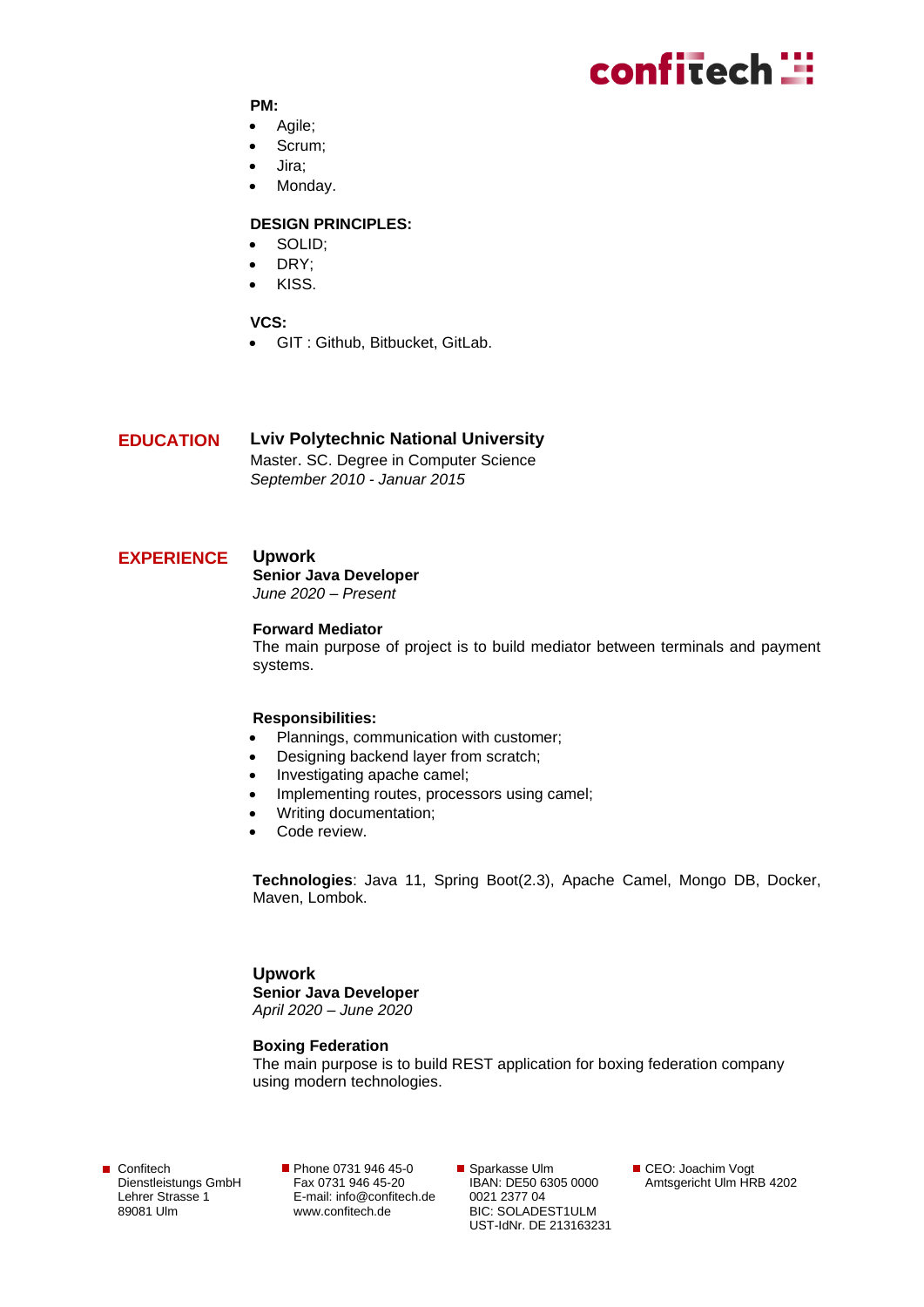**PM:**

- Agile;
- Scrum;
- Jira;
- Monday.

**DESIGN PRINCIPLES:**

- SOLID;
- DRY;
- KISS.

**VCS:**

- GIT : Github, Bitbucket, GitLab.

## EDUCATION

**Lviv Polytechnic National University**
Master. SC. Degree in Computer Science
*September 2010 - Januar 2015*

## EXPERIENCE

### Upwork

**Senior Java Developer**
*June 2020 – Present*

**Forward Mediator**
The main purpose of project is to build mediator between terminals and payment systems.

**Responsibilities:**

- Plannings, communication with customer;
- Designing backend layer from scratch;
- Investigating apache camel;
- Implementing routes, processors using camel;
- Writing documentation;
- Code review.

**Technologies**: Java 11, Spring Boot(2.3), Apache Camel, Mongo DB, Docker, Maven, Lombok.

### Upwork

**Senior Java Developer**
*April 2020 – June 2020*

**Boxing Federation**
The main purpose is to build REST application for boxing federation company using modern technologies.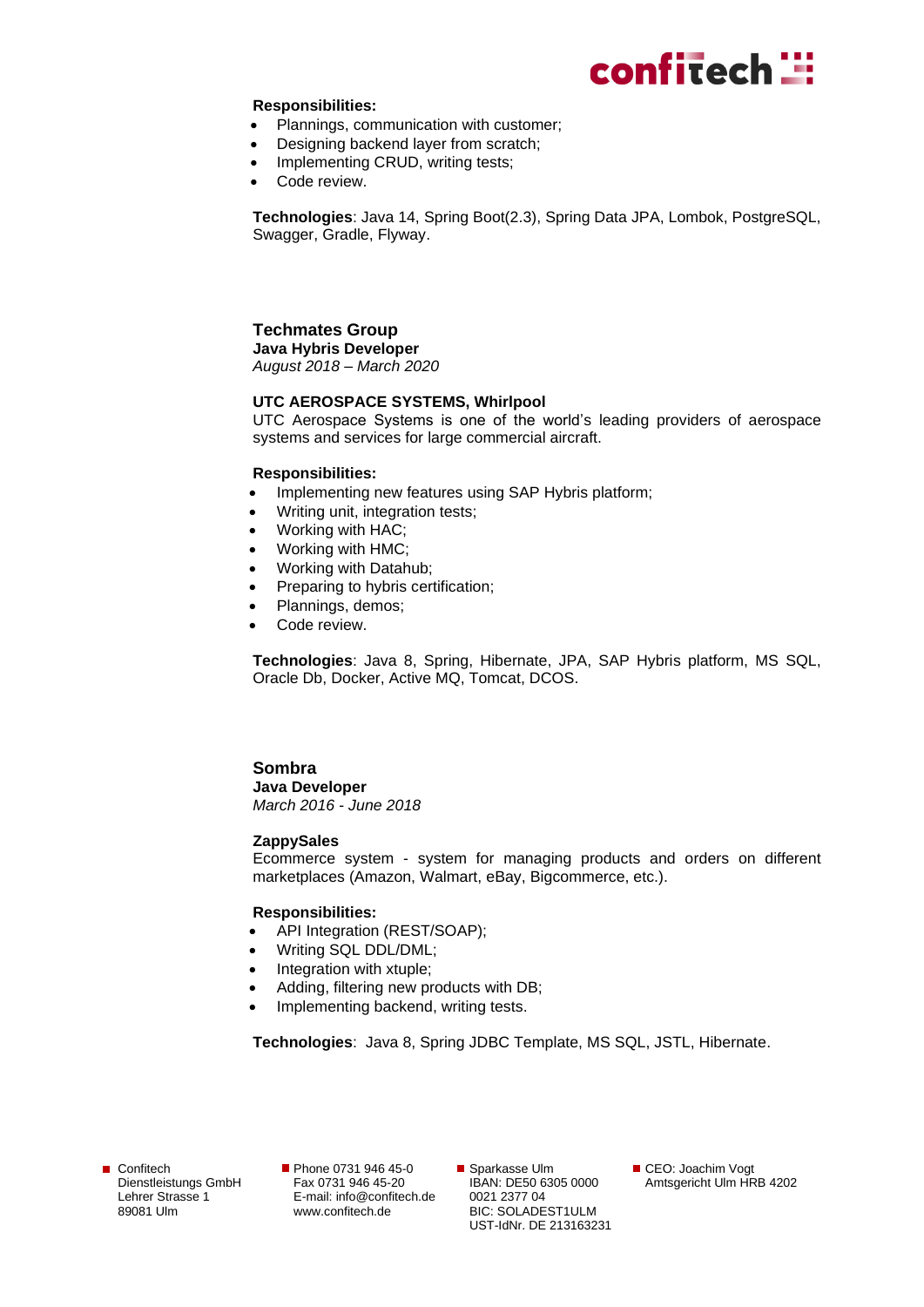**Responsibilities:**

- Plannings, communication with customer;
- Designing backend layer from scratch;
- Implementing CRUD, writing tests;
- Code review.

**Technologies**: Java 14, Spring Boot(2.3), Spring Data JPA, Lombok, PostgreSQL, Swagger, Gradle, Flyway.

### Techmates Group

**Java Hybris Developer**
*August 2018 – March 2020*

**UTC AEROSPACE SYSTEMS, Whirlpool**
UTC Aerospace Systems is one of the world's leading providers of aerospace systems and services for large commercial aircraft.

**Responsibilities:**

- Implementing new features using SAP Hybris platform;
- Writing unit, integration tests;
- Working with HAC;
- Working with HMC;
- Working with Datahub;
- Preparing to hybris certification;
- Plannings, demos;
- Code review.

**Technologies**: Java 8, Spring, Hibernate, JPA, SAP Hybris platform, MS SQL, Oracle Db, Docker, Active MQ, Tomcat, DCOS.

### Sombra

**Java Developer**
*March 2016 - June 2018*

**ZappySales**
Ecommerce system - system for managing products and orders on different marketplaces (Amazon, Walmart, eBay, Bigcommerce, etc.).

**Responsibilities:**

- API Integration (REST/SOAP);
- Writing SQL DDL/DML;
- Integration with xtuple;
- Adding, filtering new products with DB;
- Implementing backend, writing tests.

**Technologies**: Java 8, Spring JDBC Template, MS SQL, JSTL, Hibernate.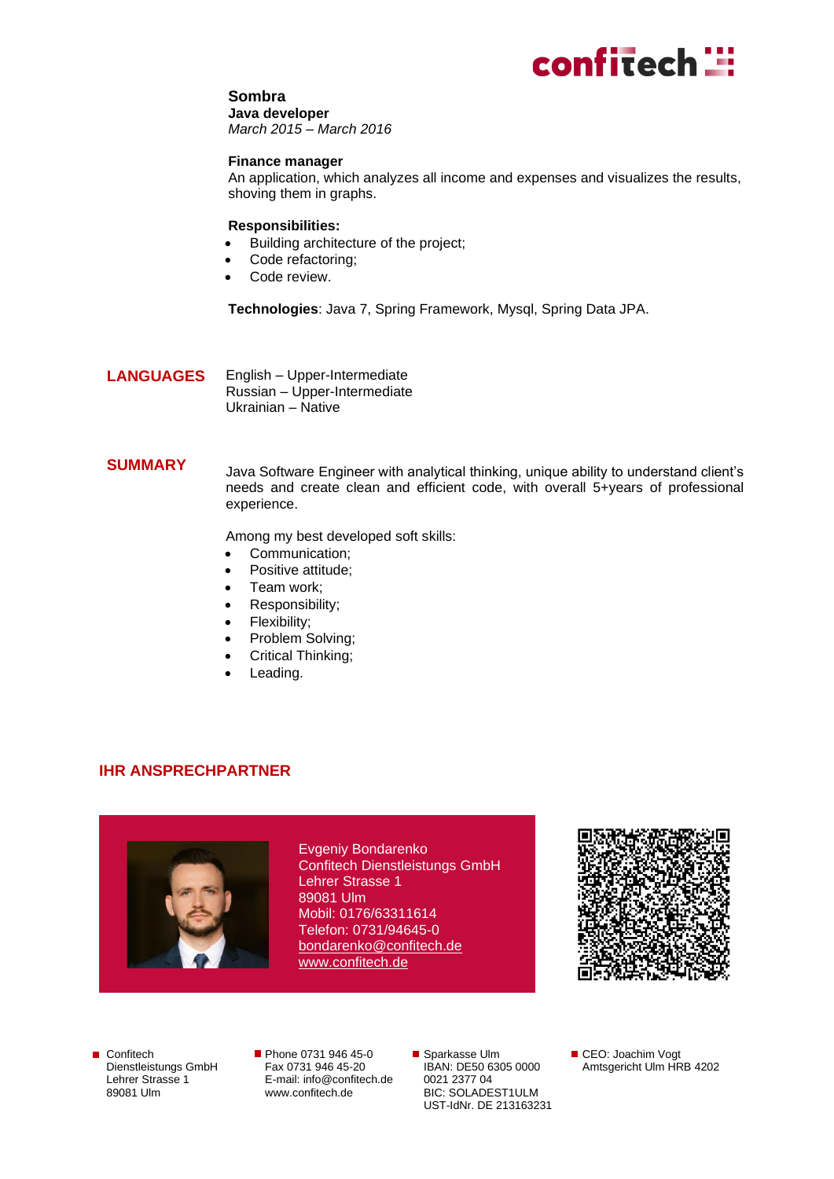**Sombra**
**Java developer**
*March 2015 – March 2016*

**Finance manager**
An application, which analyzes all income and expenses and visualizes the results, shoving them in graphs.

**Responsibilities:**

- Building architecture of the project;
- Code refactoring;
- Code review.

**Technologies**: Java 7, Spring Framework, Mysql, Spring Data JPA.

## LANGUAGES

English – Upper-Intermediate
Russian – Upper-Intermediate
Ukrainian – Native

## SUMMARY

Java Software Engineer with analytical thinking, unique ability to understand client's needs and create clean and efficient code, with overall 5+years of professional experience.

Among my best developed soft skills:

- Communication;
- Positive attitude;
- Team work;
- Responsibility;
- Flexibility;
- Problem Solving;
- Critical Thinking;
- Leading.

## IHR ANSPRECHPARTNER

Evgeniy Bondarenko
Confitech Dienstleistungs GmbH
Lehrer Strasse 1
89081 Ulm
Mobil: 0176/63311614
Telefon: 0731/94645-0
bondarenko@confitech.de
www.confitech.de

Confitech Dienstleistungs GmbH
Lehrer Strasse 1
89081 Ulm

Phone 0731 946 45-0
Fax 0731 946 45-20
E-mail: info@confitech.de
www.confitech.de

Sparkasse Ulm
IBAN: DE50 6305 0000 0021 2377 04
BIC: SOLADEST1ULM
UST-IdNr. DE 213163231

CEO: Joachim Vogt
Amtsgericht Ulm HRB 4202